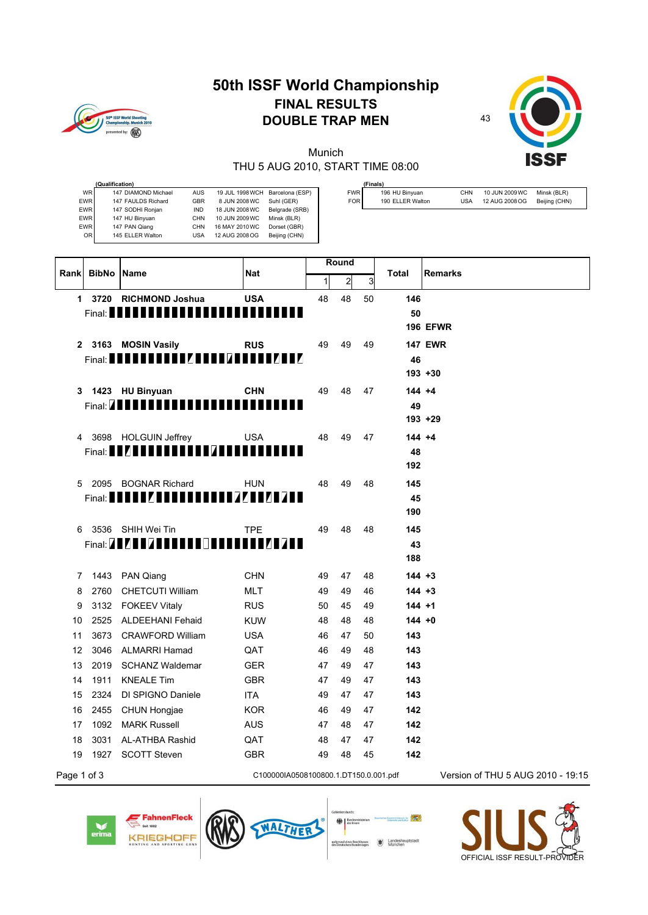# 50th ISSF World Championship

## FINAL RESULTS

## DOUBLE TRAP MEN

43

Munich

THU 5 AUG 2010, START TIME 08:00

**(Qualification)**

| | | | | | | |
|---|---|---|---|---|---|---|
| WR | 147 | DIAMOND Michael | AUS | 19 JUL 1998 | WCH | Barcelona (ESP) |
| EWR | 147 | FAULDS Richard | GBR | 8 JUN 2008 | WC | Suhl (GER) |
| EWR | 147 | SODHI Ronjan | IND | 18 JUN 2008 | WC | Belgrade (SRB) |
| EWR | 147 | HU Binyuan | CHN | 10 JUN 2009 | WC | Minsk (BLR) |
| EWR | 147 | PAN Qiang | CHN | 16 MAY 2010 | WC | Dorset (GBR) |
| OR | 145 | ELLER Walton | USA | 12 AUG 2008 | OG | Beijing (CHN) |

**(Finals)**

| | | | | | | |
|---|---|---|---|---|---|---|
| FWR | 196 | HU Binyuan | CHN | 10 JUN 2009 | WC | Minsk (BLR) |
| FOR | 190 | ELLER Walton | USA | 12 AUG 2008 | OG | Beijing (CHN) |

| Rank | BibNo | Name | Nat | Round 1 | Round 2 | Round 3 | Total | Remarks |
|---|---|---|---|---|---|---|---|---|
| 1 | 3720 | **RICHMOND Joshua** | **USA** | 48 | 48 | 50 | **146** | |
| | | Final: | | | | | **50** | |
| | | | | | | | **196** | **EFWR** |
| 2 | 3163 | **MOSIN Vasily** | **RUS** | 49 | 49 | 49 | **147** | **EWR** |
| | | Final: | | | | | **46** | |
| | | | | | | | **193** | **+30** |
| 3 | 1423 | **HU Binyuan** | **CHN** | 49 | 48 | 47 | **144** | **+4** |
| | | Final: | | | | | **49** | |
| | | | | | | | **193** | **+29** |
| 4 | 3698 | HOLGUIN Jeffrey | USA | 48 | 49 | 47 | **144** | **+4** |
| | | Final: | | | | | **48** | |
| | | | | | | | **192** | |
| 5 | 2095 | BOGNAR Richard | HUN | 48 | 49 | 48 | **145** | |
| | | Final: | | | | | **45** | |
| | | | | | | | **190** | |
| 6 | 3536 | SHIH Wei Tin | TPE | 49 | 48 | 48 | **145** | |
| | | Final: | | | | | **43** | |
| | | | | | | | **188** | |
| 7 | 1443 | PAN Qiang | CHN | 49 | 47 | 48 | **144** | **+3** |
| 8 | 2760 | CHETCUTI William | MLT | 49 | 49 | 46 | **144** | **+3** |
| 9 | 3132 | FOKEEV Vitaly | RUS | 50 | 45 | 49 | **144** | **+1** |
| 10 | 2525 | ALDEEHANI Fehaid | KUW | 48 | 48 | 48 | **144** | **+0** |
| 11 | 3673 | CRAWFORD William | USA | 46 | 47 | 50 | **143** | |
| 12 | 3046 | ALMARRI Hamad | QAT | 46 | 49 | 48 | **143** | |
| 13 | 2019 | SCHANZ Waldemar | GER | 47 | 49 | 47 | **143** | |
| 14 | 1911 | KNEALE Tim | GBR | 47 | 49 | 47 | **143** | |
| 15 | 2324 | DI SPIGNO Daniele | ITA | 49 | 47 | 47 | **143** | |
| 16 | 2455 | CHUN Hongjae | KOR | 46 | 49 | 47 | **142** | |
| 17 | 1092 | MARK Russell | AUS | 47 | 48 | 47 | **142** | |
| 18 | 3031 | AL-ATHBA Rashid | QAT | 48 | 47 | 47 | **142** | |
| 19 | 1927 | SCOTT Steven | GBR | 49 | 48 | 45 | **142** | |

C100000IA0508100800.1.DT150.0.001.pdf

Version of THU 5 AUG 2010 - 19:15

OFFICIAL ISSF RESULT-PROVIDER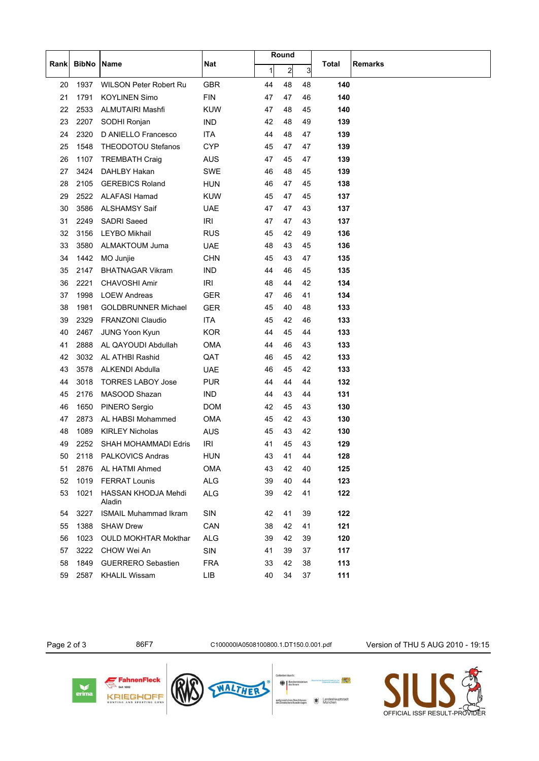| Rank | BibNo | Name | Nat | Round | | | Total | Remarks |
|---|---|---|---|---|---|---|---|---|
| | | | | 1 | 2 | 3 | | |
| 20 | 1937 | WILSON Peter Robert Ru | GBR | 44 | 48 | 48 | **140** | |
| 21 | 1791 | KOYLINEN Simo | FIN | 47 | 47 | 46 | **140** | |
| 22 | 2533 | ALMUTAIRI Mashfi | KUW | 47 | 48 | 45 | **140** | |
| 23 | 2207 | SODHI Ronjan | IND | 42 | 48 | 49 | **139** | |
| 24 | 2320 | D ANIELLO Francesco | ITA | 44 | 48 | 47 | **139** | |
| 25 | 1548 | THEODOTOU Stefanos | CYP | 45 | 47 | 47 | **139** | |
| 26 | 1107 | TREMBATH Craig | AUS | 47 | 45 | 47 | **139** | |
| 27 | 3424 | DAHLBY Hakan | SWE | 46 | 48 | 45 | **139** | |
| 28 | 2105 | GEREBICS Roland | HUN | 46 | 47 | 45 | **138** | |
| 29 | 2522 | ALAFASI Hamad | KUW | 45 | 47 | 45 | **137** | |
| 30 | 3586 | ALSHAMSY Saif | UAE | 47 | 47 | 43 | **137** | |
| 31 | 2249 | SADRI Saeed | IRI | 47 | 47 | 43 | **137** | |
| 32 | 3156 | LEYBO Mikhail | RUS | 45 | 42 | 49 | **136** | |
| 33 | 3580 | ALMAKTOUM Juma | UAE | 48 | 43 | 45 | **136** | |
| 34 | 1442 | MO Junjie | CHN | 45 | 43 | 47 | **135** | |
| 35 | 2147 | BHATNAGAR Vikram | IND | 44 | 46 | 45 | **135** | |
| 36 | 2221 | CHAVOSHI Amir | IRI | 48 | 44 | 42 | **134** | |
| 37 | 1998 | LOEW Andreas | GER | 47 | 46 | 41 | **134** | |
| 38 | 1981 | GOLDBRUNNER Michael | GER | 45 | 40 | 48 | **133** | |
| 39 | 2329 | FRANZONI Claudio | ITA | 45 | 42 | 46 | **133** | |
| 40 | 2467 | JUNG Yoon Kyun | KOR | 44 | 45 | 44 | **133** | |
| 41 | 2888 | AL QAYOUDI Abdullah | OMA | 44 | 46 | 43 | **133** | |
| 42 | 3032 | AL ATHBI Rashid | QAT | 46 | 45 | 42 | **133** | |
| 43 | 3578 | ALKENDI Abdulla | UAE | 46 | 45 | 42 | **133** | |
| 44 | 3018 | TORRES LABOY Jose | PUR | 44 | 44 | 44 | **132** | |
| 45 | 2176 | MASOOD Shazan | IND | 44 | 43 | 44 | **131** | |
| 46 | 1650 | PINERO Sergio | DOM | 42 | 45 | 43 | **130** | |
| 47 | 2873 | AL HABSI Mohammed | OMA | 45 | 42 | 43 | **130** | |
| 48 | 1089 | KIRLEY Nicholas | AUS | 45 | 43 | 42 | **130** | |
| 49 | 2252 | SHAH MOHAMMADI Edris | IRI | 41 | 45 | 43 | **129** | |
| 50 | 2118 | PALKOVICS Andras | HUN | 43 | 41 | 44 | **128** | |
| 51 | 2876 | AL HATMI Ahmed | OMA | 43 | 42 | 40 | **125** | |
| 52 | 1019 | FERRAT Lounis | ALG | 39 | 40 | 44 | **123** | |
| 53 | 1021 | HASSAN KHODJA Mehdi Aladin | ALG | 39 | 42 | 41 | **122** | |
| 54 | 3227 | ISMAIL Muhammad Ikram | SIN | 42 | 41 | 39 | **122** | |
| 55 | 1388 | SHAW Drew | CAN | 38 | 42 | 41 | **121** | |
| 56 | 1023 | OULD MOKHTAR Mokthar | ALG | 39 | 42 | 39 | **120** | |
| 57 | 3222 | CHOW Wei An | SIN | 41 | 39 | 37 | **117** | |
| 58 | 1849 | GUERRERO Sebastien | FRA | 33 | 42 | 38 | **113** | |
| 59 | 2587 | KHALIL Wissam | LIB | 40 | 34 | 37 | **111** | |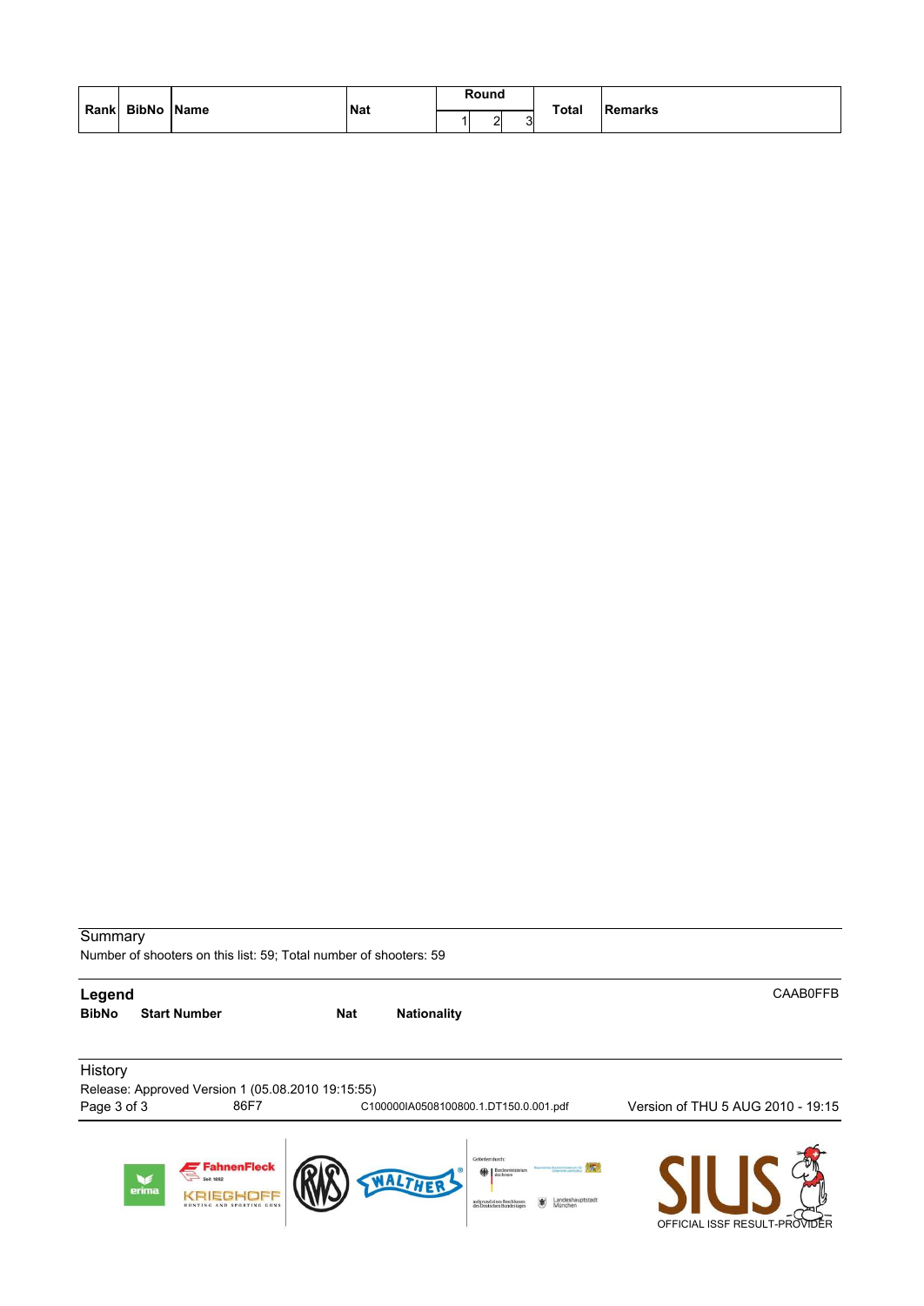| Rank | BibNo | Name | Nat | Round | | | Total | Remarks |
|---|---|---|---|---|---|---|---|---|
| | | | | 1 | 2 | 3 | | |

## Summary

Number of shooters on this list: 59; Total number of shooters: 59

## Legend

CAAB0FFB

| BibNo | Start Number | Nat | Nationality |
|---|---|---|---|

## History

Release: Approved Version 1 (05.08.2010 19:15:55)

86F7 C100000IA0508100800.1.DT150.0.001.pdf Version of THU 5 AUG 2010 - 19:15

OFFICIAL ISSF RESULT-PROVIDER